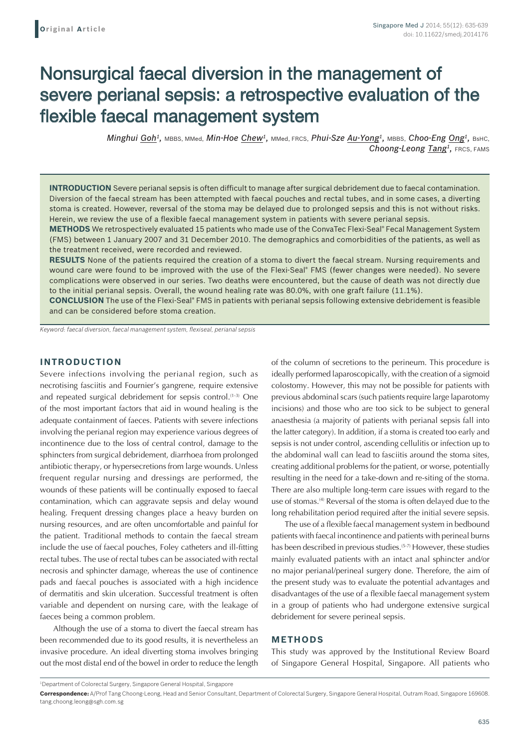**Original Article**

# Nonsurgical faecal diversion in the management of severe perianal sepsis: a retrospective evaluation of the flexible faecal management system

*Minghui Goh*[1], MBBS, MMed, *Min-Hoe Chew*[1], MMed, FRCS, *Phui-Sze Au-Yong*[1], MBBS, *Choo-Eng Ong*[1], BsHC, *Choong-Leong Tang*[1], FRCS, FAMS

**INTRODUCTION** Severe perianal sepsis is often difficult to manage after surgical debridement due to faecal contamination. Diversion of the faecal stream has been attempted with faecal pouches and rectal tubes, and in some cases, a diverting stoma is created. However, reversal of the stoma may be delayed due to prolonged sepsis and this is not without risks. Herein, we review the use of a flexible faecal management system in patients with severe perianal sepsis.

**METHODS** We retrospectively evaluated 15 patients who made use of the ConvaTec Flexi-Seal® Fecal Management System (FMS) between 1 January 2007 and 31 December 2010. The demographics and comorbidities of the patients, as well as the treatment received, were recorded and reviewed.

**RESULTS** None of the patients required the creation of a stoma to divert the faecal stream. Nursing requirements and wound care were found to be improved with the use of the Flexi-Seal® FMS (fewer changes were needed). No severe complications were observed in our series. Two deaths were encountered, but the cause of death was not directly due to the initial perianal sepsis. Overall, the wound healing rate was 80.0%, with one graft failure (11.1%).

**CONCLUSION** The use of the Flexi-Seal® FMS in patients with perianal sepsis following extensive debridement is feasible and can be considered before stoma creation.

*Keyword: faecal diversion, faecal management system, flexiseal, perianal sepsis*

## INTRODUCTION

Severe infections involving the perianal region, such as necrotising fasciitis and Fournier's gangrene, require extensive and repeated surgical debridement for sepsis control.[1-3] One of the most important factors that aid in wound healing is the adequate containment of faeces. Patients with severe infections involving the perianal region may experience various degrees of incontinence due to the loss of central control, damage to the sphincters from surgical debridement, diarrhoea from prolonged antibiotic therapy, or hypersecretions from large wounds. Unless frequent regular nursing and dressings are performed, the wounds of these patients will be continually exposed to faecal contamination, which can aggravate sepsis and delay wound healing. Frequent dressing changes place a heavy burden on nursing resources, and are often uncomfortable and painful for the patient. Traditional methods to contain the faecal stream include the use of faecal pouches, Foley catheters and ill-fitting rectal tubes. The use of rectal tubes can be associated with rectal necrosis and sphincter damage, whereas the use of continence pads and faecal pouches is associated with a high incidence of dermatitis and skin ulceration. Successful treatment is often variable and dependent on nursing care, with the leakage of faeces being a common problem.

Although the use of a stoma to divert the faecal stream has been recommended due to its good results, it is nevertheless an invasive procedure. An ideal diverting stoma involves bringing out the most distal end of the bowel in order to reduce the length of the column of secretions to the perineum. This procedure is ideally performed laparoscopically, with the creation of a sigmoid colostomy. However, this may not be possible for patients with previous abdominal scars (such patients require large laparotomy incisions) and those who are too sick to be subject to general anaesthesia (a majority of patients with perianal sepsis fall into the latter category). In addition, if a stoma is created too early and sepsis is not under control, ascending cellulitis or infection up to the abdominal wall can lead to fasciitis around the stoma sites, creating additional problems for the patient, or worse, potentially resulting in the need for a take-down and re-siting of the stoma. There are also multiple long-term care issues with regard to the use of stomas.[4] Reversal of the stoma is often delayed due to the long rehabilitation period required after the initial severe sepsis.

The use of a flexible faecal management system in bedbound patients with faecal incontinence and patients with perineal burns has been described in previous studies.[5-7] However, these studies mainly evaluated patients with an intact anal sphincter and/or no major perianal/perineal surgery done. Therefore, the aim of the present study was to evaluate the potential advantages and disadvantages of the use of a flexible faecal management system in a group of patients who had undergone extensive surgical debridement for severe perineal sepsis.

## METHODS

This study was approved by the Institutional Review Board of Singapore General Hospital, Singapore. All patients who

[1]Department of Colorectal Surgery, Singapore General Hospital, Singapore

**Correspondence:** A/Prof Tang Choong-Leong, Head and Senior Consultant, Department of Colorectal Surgery, Singapore General Hospital, Outram Road, Singapore 169608. tang.choong.leong@sgh.com.sg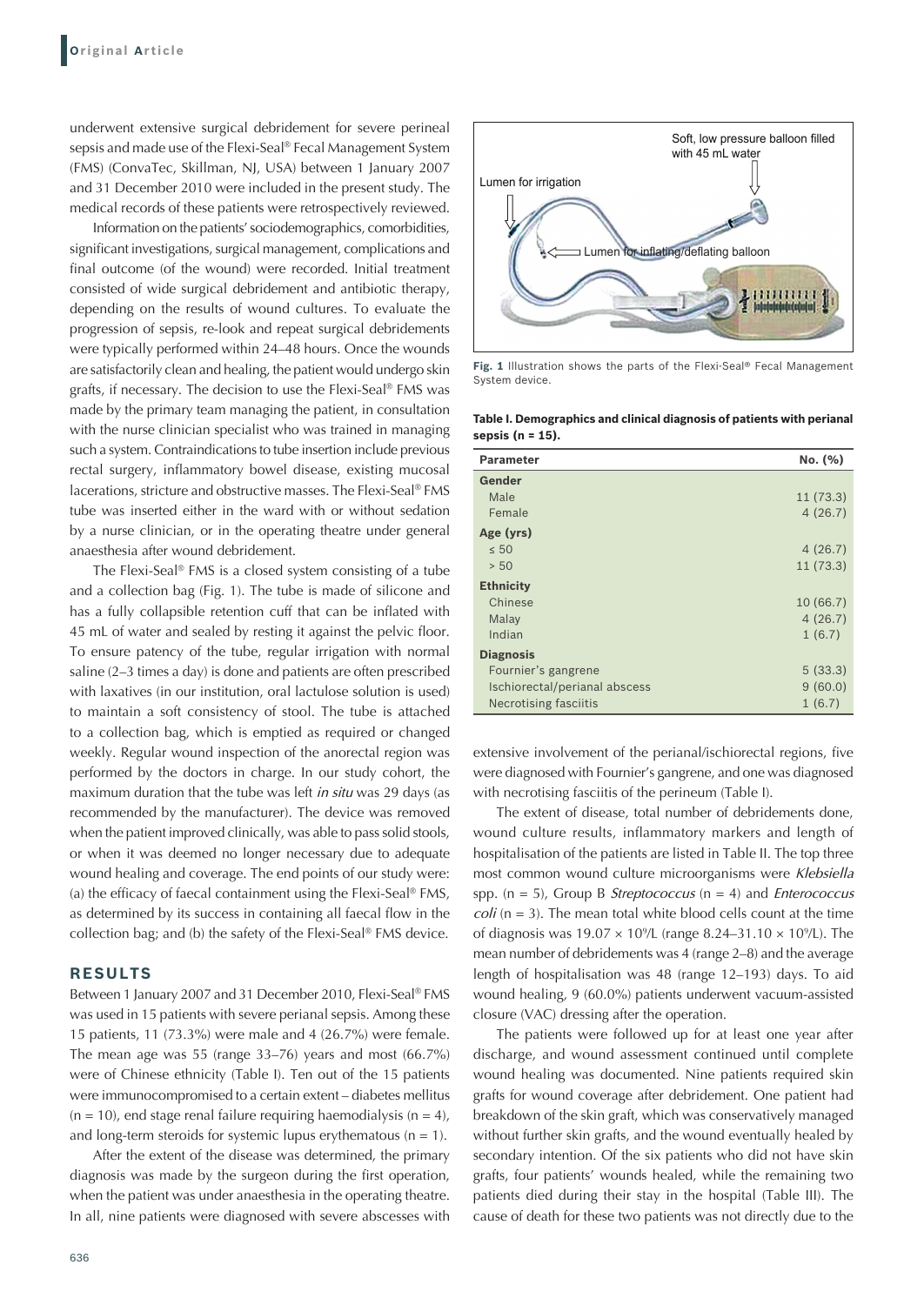underwent extensive surgical debridement for severe perineal sepsis and made use of the Flexi-Seal® Fecal Management System (FMS) (ConvaTec, Skillman, NJ, USA) between 1 January 2007 and 31 December 2010 were included in the present study. The medical records of these patients were retrospectively reviewed.

Information on the patients' sociodemographics, comorbidities, significant investigations, surgical management, complications and final outcome (of the wound) were recorded. Initial treatment consisted of wide surgical debridement and antibiotic therapy, depending on the results of wound cultures. To evaluate the progression of sepsis, re-look and repeat surgical debridements were typically performed within 24–48 hours. Once the wounds are satisfactorily clean and healing, the patient would undergo skin grafts, if necessary. The decision to use the Flexi-Seal® FMS was made by the primary team managing the patient, in consultation with the nurse clinician specialist who was trained in managing such a system. Contraindications to tube insertion include previous rectal surgery, inflammatory bowel disease, existing mucosal lacerations, stricture and obstructive masses. The Flexi-Seal® FMS tube was inserted either in the ward with or without sedation by a nurse clinician, or in the operating theatre under general anaesthesia after wound debridement.

The Flexi-Seal® FMS is a closed system consisting of a tube and a collection bag (Fig. 1). The tube is made of silicone and has a fully collapsible retention cuff that can be inflated with 45 mL of water and sealed by resting it against the pelvic floor. To ensure patency of the tube, regular irrigation with normal saline (2–3 times a day) is done and patients are often prescribed with laxatives (in our institution, oral lactulose solution is used) to maintain a soft consistency of stool. The tube is attached to a collection bag, which is emptied as required or changed weekly. Regular wound inspection of the anorectal region was performed by the doctors in charge. In our study cohort, the maximum duration that the tube was left *in situ* was 29 days (as recommended by the manufacturer). The device was removed when the patient improved clinically, was able to pass solid stools, or when it was deemed no longer necessary due to adequate wound healing and coverage. The end points of our study were: (a) the efficacy of faecal containment using the Flexi-Seal® FMS, as determined by its success in containing all faecal flow in the collection bag; and (b) the safety of the Flexi-Seal® FMS device.

Soft, low pressure balloon filled with 45 mL water

Lumen for irrigation

Lumen for inflating/deflating balloon

**Fig. 1** Illustration shows the parts of the Flexi-Seal® Fecal Management System device.

**Table I. Demographics and clinical diagnosis of patients with perianal sepsis (n = 15).**

| Parameter | No. (%) |
|---|---|
| **Gender** | |
| Male | 11 (73.3) |
| Female | 4 (26.7) |
| **Age (yrs)** | |
| ≤ 50 | 4 (26.7) |
| > 50 | 11 (73.3) |
| **Ethnicity** | |
| Chinese | 10 (66.7) |
| Malay | 4 (26.7) |
| Indian | 1 (6.7) |
| **Diagnosis** | |
| Fournier's gangrene | 5 (33.3) |
| Ischiorectal/perianal abscess | 9 (60.0) |
| Necrotising fasciitis | 1 (6.7) |

## RESULTS

Between 1 January 2007 and 31 December 2010, Flexi-Seal® FMS was used in 15 patients with severe perianal sepsis. Among these 15 patients, 11 (73.3%) were male and 4 (26.7%) were female. The mean age was 55 (range 33–76) years and most (66.7%) were of Chinese ethnicity (Table I). Ten out of the 15 patients were immunocompromised to a certain extent – diabetes mellitus (n = 10), end stage renal failure requiring haemodialysis (n = 4), and long-term steroids for systemic lupus erythematous (n = 1).

After the extent of the disease was determined, the primary diagnosis was made by the surgeon during the first operation, when the patient was under anaesthesia in the operating theatre. In all, nine patients were diagnosed with severe abscesses with extensive involvement of the perianal/ischiorectal regions, five were diagnosed with Fournier's gangrene, and one was diagnosed with necrotising fasciitis of the perineum (Table I).

The extent of disease, total number of debridements done, wound culture results, inflammatory markers and length of hospitalisation of the patients are listed in Table II. The top three most common wound culture microorganisms were *Klebsiella* spp. (n = 5), Group B *Streptococcus* (n = 4) and *Enterococcus coli* (n = 3). The mean total white blood cells count at the time of diagnosis was $19.07 \times 10^9$/L (range $8.24$–$31.10 \times 10^9$/L). The mean number of debridements was 4 (range 2–8) and the average length of hospitalisation was 48 (range 12–193) days. To aid wound healing, 9 (60.0%) patients underwent vacuum-assisted closure (VAC) dressing after the operation.

The patients were followed up for at least one year after discharge, and wound assessment continued until complete wound healing was documented. Nine patients required skin grafts for wound coverage after debridement. One patient had breakdown of the skin graft, which was conservatively managed without further skin grafts, and the wound eventually healed by secondary intention. Of the six patients who did not have skin grafts, four patients' wounds healed, while the remaining two patients died during their stay in the hospital (Table III). The cause of death for these two patients was not directly due to the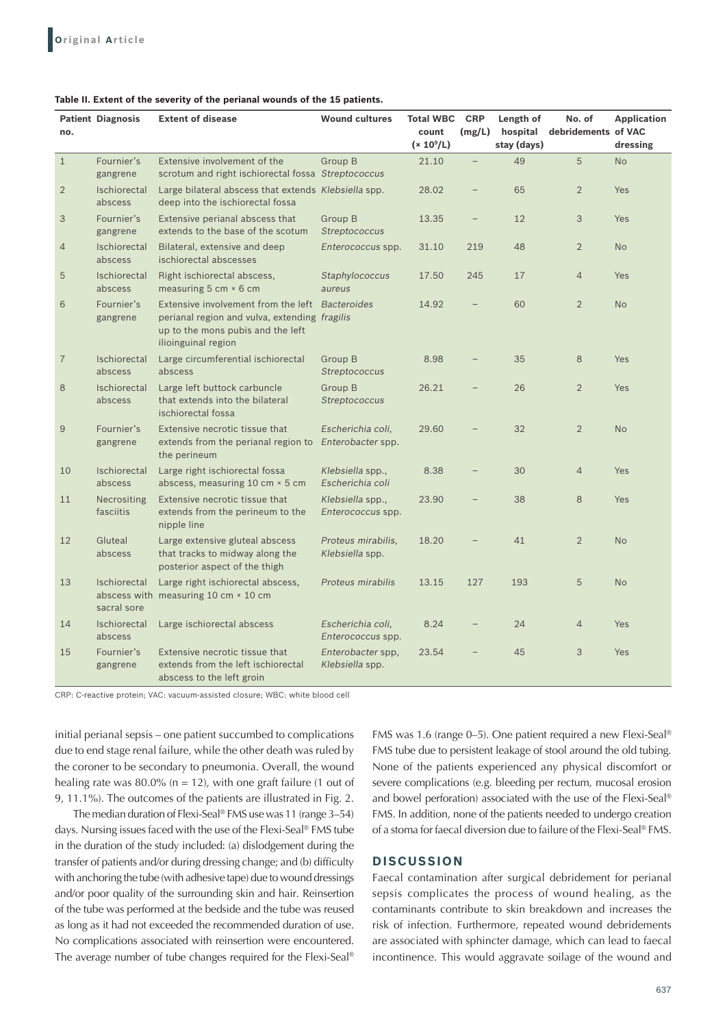**Table II. Extent of the severity of the perianal wounds of the 15 patients.**

| Patient no. | Diagnosis | Extent of disease | Wound cultures | Total WBC count ($\times 10^9$/L) | CRP (mg/L) | Length of hospital stay (days) | No. of debridements | Application of VAC dressing |
|---|---|---|---|---|---|---|---|---|
| 1 | Fournier's gangrene | Extensive involvement of the scrotum and right ischiorectal fossa | Group B *Streptococcus* | 21.10 | – | 49 | 5 | No |
| 2 | Ischiorectal abscess | Large bilateral abscess that extends deep into the ischiorectal fossa | *Klebsiella* spp. | 28.02 | – | 65 | 2 | Yes |
| 3 | Fournier's gangrene | Extensive perianal abscess that extends to the base of the scotum | Group B *Streptococcus* | 13.35 | – | 12 | 3 | Yes |
| 4 | Ischiorectal abscess | Bilateral, extensive and deep ischiorectal abscesses | *Enterococcus* spp. | 31.10 | 219 | 48 | 2 | No |
| 5 | Ischiorectal abscess | Right ischiorectal abscess, measuring 5 cm × 6 cm | *Staphylococcus aureus* | 17.50 | 245 | 17 | 4 | Yes |
| 6 | Fournier's gangrene | Extensive involvement from the left perianal region and vulva, extending up to the mons pubis and the left ilioinguinal region | *Bacteroides fragilis* | 14.92 | – | 60 | 2 | No |
| 7 | Ischiorectal abscess | Large circumferential ischiorectal abscess | Group B *Streptococcus* | 8.98 | – | 35 | 8 | Yes |
| 8 | Ischiorectal abscess | Large left buttock carbuncle that extends into the bilateral ischiorectal fossa | Group B *Streptococcus* | 26.21 | – | 26 | 2 | Yes |
| 9 | Fournier's gangrene | Extensive necrotic tissue that extends from the perianal region to the perineum | *Escherichia coli*, *Enterobacter* spp. | 29.60 | – | 32 | 2 | No |
| 10 | Ischiorectal abscess | Large right ischiorectal fossa abscess, measuring 10 cm × 5 cm | *Klebsiella* spp., *Escherichia coli* | 8.38 | – | 30 | 4 | Yes |
| 11 | Necrositing fasciitis | Extensive necrotic tissue that extends from the perineum to the nipple line | *Klebsiella* spp., *Enterococcus* spp. | 23.90 | – | 38 | 8 | Yes |
| 12 | Gluteal abscess | Large extensive gluteal abscess that tracks to midway along the posterior aspect of the thigh | *Proteus mirabilis*, *Klebsiella* spp. | 18.20 | – | 41 | 2 | No |
| 13 | Ischiorectal abscess with sacral sore | Large right ischiorectal abscess, measuring 10 cm × 10 cm | *Proteus mirabilis* | 13.15 | 127 | 193 | 5 | No |
| 14 | Ischiorectal abscess | Large ischiorectal abscess | *Escherichia coli*, *Enterococcus* spp. | 8.24 | – | 24 | 4 | Yes |
| 15 | Fournier's gangrene | Extensive necrotic tissue that extends from the left ischiorectal abscess to the left groin | *Enterobacter* spp, *Klebsiella* spp. | 23.54 | – | 45 | 3 | Yes |

CRP: C-reactive protein; VAC: vacuum-assisted closure; WBC: white blood cell

initial perianal sepsis – one patient succumbed to complications due to end stage renal failure, while the other death was ruled by the coroner to be secondary to pneumonia. Overall, the wound healing rate was 80.0% (n = 12), with one graft failure (1 out of 9, 11.1%). The outcomes of the patients are illustrated in Fig. 2.

The median duration of Flexi-Seal® FMS use was 11 (range 3–54) days. Nursing issues faced with the use of the Flexi-Seal® FMS tube in the duration of the study included: (a) dislodgement during the transfer of patients and/or during dressing change; and (b) difficulty with anchoring the tube (with adhesive tape) due to wound dressings and/or poor quality of the surrounding skin and hair. Reinsertion of the tube was performed at the bedside and the tube was reused as long as it had not exceeded the recommended duration of use. No complications associated with reinsertion were encountered. The average number of tube changes required for the Flexi-Seal® FMS was 1.6 (range 0–5). One patient required a new Flexi-Seal® FMS tube due to persistent leakage of stool around the old tubing. None of the patients experienced any physical discomfort or severe complications (e.g. bleeding per rectum, mucosal erosion and bowel perforation) associated with the use of the Flexi-Seal® FMS. In addition, none of the patients needed to undergo creation of a stoma for faecal diversion due to failure of the Flexi-Seal® FMS.

## DISCUSSION

Faecal contamination after surgical debridement for perianal sepsis complicates the process of wound healing, as the contaminants contribute to skin breakdown and increases the risk of infection. Furthermore, repeated wound debridements are associated with sphincter damage, which can lead to faecal incontinence. This would aggravate soilage of the wound and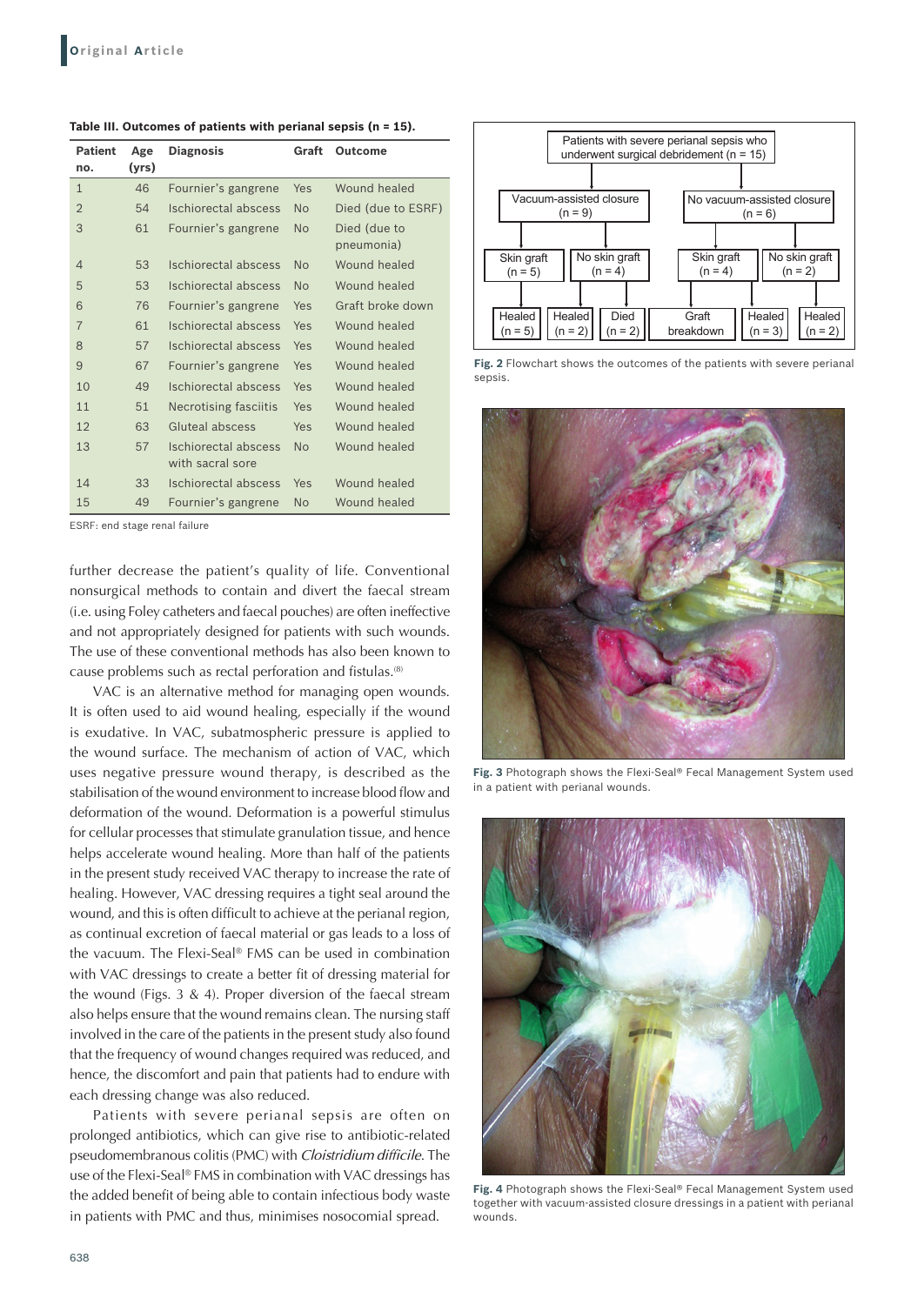**Table III. Outcomes of patients with perianal sepsis (n = 15).**

| Patient no. | Age (yrs) | Diagnosis | Graft | Outcome |
|---|---|---|---|---|
| 1 | 46 | Fournier's gangrene | Yes | Wound healed |
| 2 | 54 | Ischiorectal abscess | No | Died (due to ESRF) |
| 3 | 61 | Fournier's gangrene | No | Died (due to pneumonia) |
| 4 | 53 | Ischiorectal abscess | No | Wound healed |
| 5 | 53 | Ischiorectal abscess | No | Wound healed |
| 6 | 76 | Fournier's gangrene | Yes | Graft broke down |
| 7 | 61 | Ischiorectal abscess | Yes | Wound healed |
| 8 | 57 | Ischiorectal abscess | Yes | Wound healed |
| 9 | 67 | Fournier's gangrene | Yes | Wound healed |
| 10 | 49 | Ischiorectal abscess | Yes | Wound healed |
| 11 | 51 | Necrotising fasciitis | Yes | Wound healed |
| 12 | 63 | Gluteal abscess | Yes | Wound healed |
| 13 | 57 | Ischiorectal abscess with sacral sore | No | Wound healed |
| 14 | 33 | Ischiorectal abscess | Yes | Wound healed |
| 15 | 49 | Fournier's gangrene | No | Wound healed |

ESRF: end stage renal failure

further decrease the patient's quality of life. Conventional nonsurgical methods to contain and divert the faecal stream (i.e. using Foley catheters and faecal pouches) are often ineffective and not appropriately designed for patients with such wounds. The use of these conventional methods has also been known to cause problems such as rectal perforation and fistulas.[8]

VAC is an alternative method for managing open wounds. It is often used to aid wound healing, especially if the wound is exudative. In VAC, subatmospheric pressure is applied to the wound surface. The mechanism of action of VAC, which uses negative pressure wound therapy, is described as the stabilisation of the wound environment to increase blood flow and deformation of the wound. Deformation is a powerful stimulus for cellular processes that stimulate granulation tissue, and hence helps accelerate wound healing. More than half of the patients in the present study received VAC therapy to increase the rate of healing. However, VAC dressing requires a tight seal around the wound, and this is often difficult to achieve at the perianal region, as continual excretion of faecal material or gas leads to a loss of the vacuum. The Flexi-Seal® FMS can be used in combination with VAC dressings to create a better fit of dressing material for the wound (Figs. 3 & 4). Proper diversion of the faecal stream also helps ensure that the wound remains clean. The nursing staff involved in the care of the patients in the present study also found that the frequency of wound changes required was reduced, and hence, the discomfort and pain that patients had to endure with each dressing change was also reduced.

Patients with severe perianal sepsis are often on prolonged antibiotics, which can give rise to antibiotic-related pseudomembranous colitis (PMC) with *Cloistridium difficile*. The use of the Flexi-Seal® FMS in combination with VAC dressings has the added benefit of being able to contain infectious body waste in patients with PMC and thus, minimises nosocomial spread.

Patients with severe perianal sepsis who underwent surgical debridement (n = 15)
- Vacuum-assisted closure (n = 9)
  - Skin graft (n = 5)
    - Healed (n = 5)
  - No skin graft (n = 4)
    - Healed (n = 2)
    - Died (n = 2)
- No vacuum-assisted closure (n = 6)
  - Skin graft (n = 4)
    - Graft breakdown
    - Healed (n = 3)
  - No skin graft (n = 2)
    - Healed (n = 2)

**Fig. 2** Flowchart shows the outcomes of the patients with severe perianal sepsis.

**Fig. 3** Photograph shows the Flexi-Seal® Fecal Management System used in a patient with perianal wounds.

**Fig. 4** Photograph shows the Flexi-Seal® Fecal Management System used together with vacuum-assisted closure dressings in a patient with perianal wounds.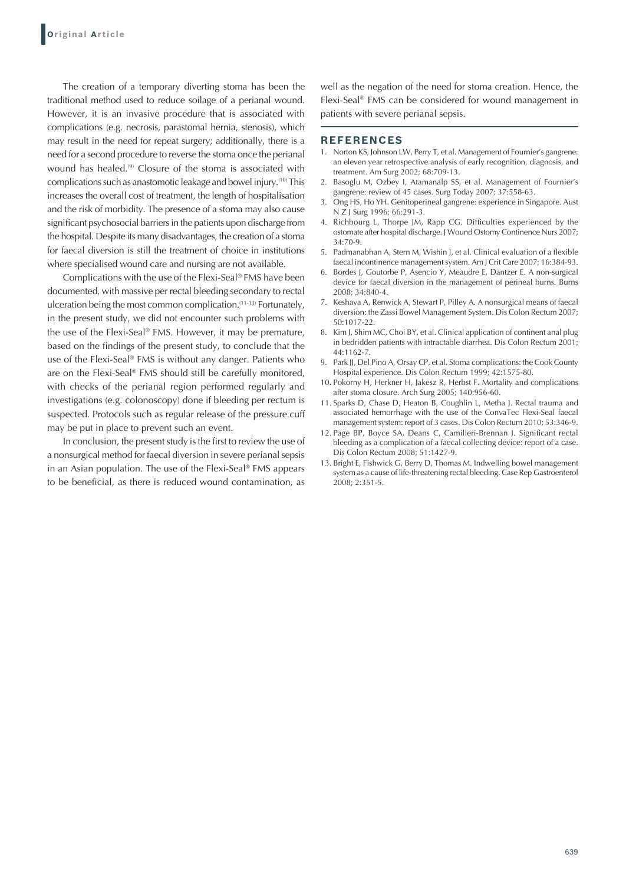The creation of a temporary diverting stoma has been the traditional method used to reduce soilage of a perianal wound. However, it is an invasive procedure that is associated with complications (e.g. necrosis, parastomal hernia, stenosis), which may result in the need for repeat surgery; additionally, there is a need for a second procedure to reverse the stoma once the perianal wound has healed.[9] Closure of the stoma is associated with complications such as anastomotic leakage and bowel injury.[10] This increases the overall cost of treatment, the length of hospitalisation and the risk of morbidity. The presence of a stoma may also cause significant psychosocial barriers in the patients upon discharge from the hospital. Despite its many disadvantages, the creation of a stoma for faecal diversion is still the treatment of choice in institutions where specialised wound care and nursing are not available.

Complications with the use of the Flexi-Seal® FMS have been documented, with massive per rectal bleeding secondary to rectal ulceration being the most common complication.[11-13] Fortunately, in the present study, we did not encounter such problems with the use of the Flexi-Seal® FMS. However, it may be premature, based on the findings of the present study, to conclude that the use of the Flexi-Seal® FMS is without any danger. Patients who are on the Flexi-Seal® FMS should still be carefully monitored, with checks of the perianal region performed regularly and investigations (e.g. colonoscopy) done if bleeding per rectum is suspected. Protocols such as regular release of the pressure cuff may be put in place to prevent such an event.

In conclusion, the present study is the first to review the use of a nonsurgical method for faecal diversion in severe perianal sepsis in an Asian population. The use of the Flexi-Seal® FMS appears to be beneficial, as there is reduced wound contamination, as well as the negation of the need for stoma creation. Hence, the Flexi-Seal® FMS can be considered for wound management in patients with severe perianal sepsis.

## REFERENCES

1. Norton KS, Johnson LW, Perry T, et al. Management of Fournier's gangrene: an eleven year retrospective analysis of early recognition, diagnosis, and treatment. Am Surg 2002; 68:709-13.
2. Basoglu M, Ozbey I, Atamanalp SS, et al. Management of Fournier's gangrene: review of 45 cases. Surg Today 2007; 37:558-63.
3. Ong HS, Ho YH. Genitoperineal gangrene: experience in Singapore. Aust N Z J Surg 1996; 66:291-3.
4. Richbourg L, Thorpe JM, Rapp CG. Difficulties experienced by the ostomate after hospital discharge. J Wound Ostomy Continence Nurs 2007; 34:70-9.
5. Padmanabhan A, Stern M, Wishin J, et al. Clinical evaluation of a flexible faecal incontinence management system. Am J Crit Care 2007; 16:384-93.
6. Bordes J, Goutorbe P, Asencio Y, Meaudre E, Dantzer E. A non-surgical device for faecal diversion in the management of perineal burns. Burns 2008; 34:840-4.
7. Keshava A, Renwick A, Stewart P, Pilley A. A nonsurgical means of faecal diversion: the Zassi Bowel Management System. Dis Colon Rectum 2007; 50:1017-22.
8. Kim J, Shim MC, Choi BY, et al. Clinical application of continent anal plug in bedridden patients with intractable diarrhea. Dis Colon Rectum 2001; 44:1162-7.
9. Park JJ, Del Pino A, Orsay CP, et al. Stoma complications: the Cook County Hospital experience. Dis Colon Rectum 1999; 42:1575-80.
10. Pokorny H, Herkner H, Jakesz R, Herbst F. Mortality and complications after stoma closure. Arch Surg 2005; 140:956-60.
11. Sparks D, Chase D, Heaton B, Coughlin L, Metha J. Rectal trauma and associated hemorrhage with the use of the ConvaTec Flexi-Seal faecal management system: report of 3 cases. Dis Colon Rectum 2010; 53:346-9.
12. Page BP, Boyce SA, Deans C, Camilleri-Brennan J. Significant rectal bleeding as a complication of a faecal collecting device: report of a case. Dis Colon Rectum 2008; 51:1427-9.
13. Bright E, Fishwick G, Berry D, Thomas M. Indwelling bowel management system as a cause of life-threatening rectal bleeding. Case Rep Gastroenterol 2008; 2:351-5.